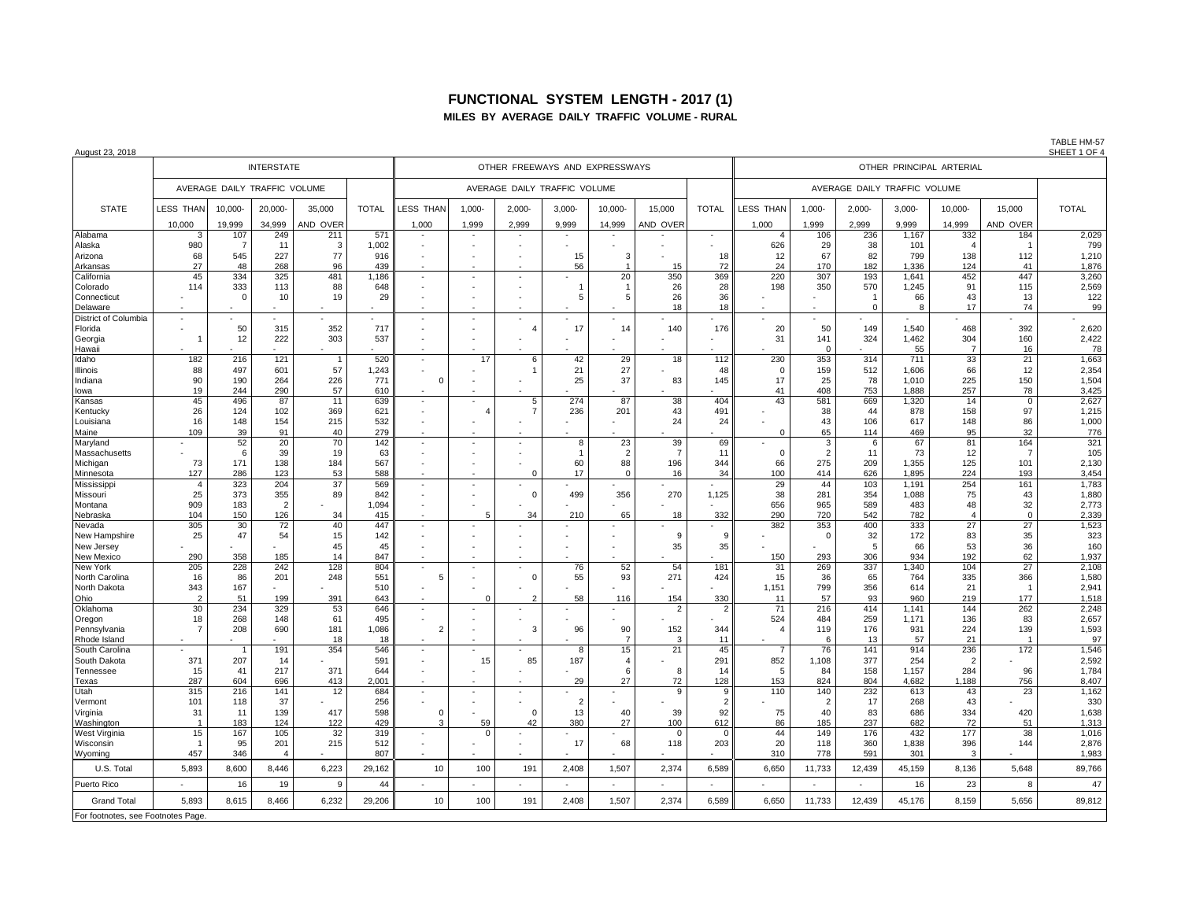# FUNCTIONAL SYSTEM LENGTH - 2017 (1)

## MILES BY AVERAGE DAILY TRAFFIC VOLUME - RURAL

August 23, 2018

TABLE HM-57
SHEET 1 OF 4

| STATE | INTERSTATE | | | | | OTHER FREEWAYS AND EXPRESSWAYS | | | | | | | OTHER PRINCIPAL ARTERIAL | | | | | | |
|---|---|---|---|---|---|---|---|---|---|---|---|---|---|---|---|---|---|---|---|
| | AVERAGE DAILY TRAFFIC VOLUME | | | | | AVERAGE DAILY TRAFFIC VOLUME | | | | | | | AVERAGE DAILY TRAFFIC VOLUME | | | | | | |
| | LESS THAN 10,000 | 10,000-19,999 | 20,000-34,999 | 35,000 AND OVER | TOTAL | LESS THAN 1,000 | 1,000-1,999 | 2,000-2,999 | 3,000-9,999 | 10,000-14,999 | 15,000 AND OVER | TOTAL | LESS THAN 1,000 | 1,000-1,999 | 2,000-2,999 | 3,000-9,999 | 10,000-14,999 | 15,000 AND OVER | TOTAL |
| Alabama | 3 | 107 | 249 | 211 | 571 | - | - | - | - | - | - | - | 4 | 106 | 236 | 1,167 | 332 | 184 | 2,029 |
| Alaska | 980 | 7 | 11 | 3 | 1,002 | - | - | - | - | - | - | - | 626 | 29 | 38 | 101 | 4 | 1 | 799 |
| Arizona | 68 | 545 | 227 | 77 | 916 | - | - | - | 15 | 3 | - | 18 | 12 | 67 | 82 | 799 | 138 | 112 | 1,210 |
| Arkansas | 27 | 48 | 268 | 96 | 439 | - | - | - | 56 | 1 | 15 | 72 | 24 | 170 | 182 | 1,336 | 124 | 41 | 1,876 |
| California | 45 | 334 | 325 | 481 | 1,186 | - | - | - | - | 20 | 350 | 369 | 220 | 307 | 193 | 1,641 | 452 | 447 | 3,260 |
| Colorado | 114 | 333 | 113 | 88 | 648 | - | - | - | 1 | 1 | 26 | 28 | 198 | 350 | 570 | 1,245 | 91 | 115 | 2,569 |
| Connecticut | - | 0 | 10 | 19 | 29 | - | - | - | 5 | 5 | 26 | 36 | - | - | 1 | 66 | 43 | 13 | 122 |
| Delaware | - | - | - | - | - | - | - | - | - | - | 18 | 18 | - | - | 0 | 8 | 17 | 74 | 99 |
| District of Columbia | - | - | - | - | - | - | - | - | - | - | - | - | - | - | - | - | - | - | - |
| Florida | - | 50 | 315 | 352 | 717 | - | - | 4 | 17 | 14 | 140 | 176 | 20 | 50 | 149 | 1,540 | 468 | 392 | 2,620 |
| Georgia | 1 | 12 | 222 | 303 | 537 | - | - | - | - | - | - | - | 31 | 141 | 324 | 1,462 | 304 | 160 | 2,422 |
| Hawaii | - | - | - | - | - | - | - | - | - | - | - | - | - | 0 | - | 55 | 7 | 16 | 78 |
| Idaho | 182 | 216 | 121 | 1 | 520 | - | 17 | 6 | 42 | 29 | 18 | 112 | 230 | 353 | 314 | 711 | 33 | 21 | 1,663 |
| Illinois | 88 | 497 | 601 | 57 | 1,243 | - | - | 1 | 21 | 27 | - | 48 | 0 | 159 | 512 | 1,606 | 66 | 12 | 2,354 |
| Indiana | 90 | 190 | 264 | 226 | 771 | 0 | - | - | 25 | 37 | 83 | 145 | 17 | 25 | 78 | 1,010 | 225 | 150 | 1,504 |
| Iowa | 19 | 244 | 290 | 57 | 610 | - | - | - | - | - | - | - | 41 | 408 | 753 | 1,888 | 257 | 78 | 3,425 |
| Kansas | 45 | 496 | 87 | 11 | 639 | - | - | 5 | 274 | 87 | 38 | 404 | 43 | 581 | 669 | 1,320 | 14 | 0 | 2,627 |
| Kentucky | 26 | 124 | 102 | 369 | 621 | - | 4 | 7 | 236 | 201 | 43 | 491 | - | 38 | 44 | 878 | 158 | 97 | 1,215 |
| Louisiana | 16 | 148 | 154 | 215 | 532 | - | - | - | - | - | 24 | 24 | - | 43 | 106 | 617 | 148 | 86 | 1,000 |
| Maine | 109 | 39 | 91 | 40 | 279 | - | - | - | - | - | - | - | 0 | 65 | 114 | 469 | 95 | 32 | 776 |
| Maryland | - | 52 | 20 | 70 | 142 | - | - | - | 8 | 23 | 39 | 69 | - | 3 | 6 | 67 | 81 | 164 | 321 |
| Massachusetts | - | 6 | 39 | 19 | 63 | - | - | - | 1 | 2 | 7 | 11 | 0 | 2 | 11 | 73 | 12 | 7 | 105 |
| Michigan | 73 | 171 | 138 | 184 | 567 | - | - | - | 60 | 88 | 196 | 344 | 66 | 275 | 209 | 1,355 | 125 | 101 | 2,130 |
| Minnesota | 127 | 286 | 123 | 53 | 588 | - | - | 0 | 17 | 0 | 16 | 34 | 100 | 414 | 626 | 1,895 | 224 | 193 | 3,454 |
| Mississippi | 4 | 323 | 204 | 37 | 569 | - | - | - | - | - | - | - | 29 | 44 | 103 | 1,191 | 254 | 161 | 1,783 |
| Missouri | 25 | 373 | 355 | 89 | 842 | - | - | 0 | 499 | 356 | 270 | 1,125 | 38 | 281 | 354 | 1,088 | 75 | 43 | 1,880 |
| Montana | 909 | 183 | 2 | - | 1,094 | - | - | - | - | - | - | - | 656 | 965 | 589 | 483 | 48 | 32 | 2,773 |
| Nebraska | 104 | 150 | 126 | 34 | 415 | - | 5 | 34 | 210 | 65 | 18 | 332 | 290 | 720 | 542 | 782 | 4 | 0 | 2,339 |
| Nevada | 305 | 30 | 72 | 40 | 447 | - | - | - | - | - | - | - | 382 | 353 | 400 | 333 | 27 | 27 | 1,523 |
| New Hampshire | 25 | 47 | 54 | 15 | 142 | - | - | - | - | - | 9 | 9 | - | 0 | 32 | 172 | 83 | 35 | 323 |
| New Jersey | - | - | - | 45 | 45 | - | - | - | - | - | 35 | 35 | - | - | 5 | 66 | 53 | 36 | 160 |
| New Mexico | 290 | 358 | 185 | 14 | 847 | - | - | - | - | - | - | - | 150 | 293 | 306 | 934 | 192 | 62 | 1,937 |
| New York | 205 | 228 | 242 | 128 | 804 | - | - | - | 76 | 52 | 54 | 181 | 31 | 269 | 337 | 1,340 | 104 | 27 | 2,108 |
| North Carolina | 16 | 86 | 201 | 248 | 551 | 5 | - | 0 | 55 | 93 | 271 | 424 | 15 | 36 | 65 | 764 | 335 | 366 | 1,580 |
| North Dakota | 343 | 167 | - | - | 510 | - | - | - | - | - | - | - | 1,151 | 799 | 356 | 614 | 21 | 1 | 2,941 |
| Ohio | 2 | 51 | 199 | 391 | 643 | - | 0 | 2 | 58 | 116 | 154 | 330 | 11 | 57 | 93 | 960 | 219 | 177 | 1,518 |
| Oklahoma | 30 | 234 | 329 | 53 | 646 | - | - | - | - | - | 2 | 2 | 71 | 216 | 414 | 1,141 | 144 | 262 | 2,248 |
| Oregon | 18 | 268 | 148 | 61 | 495 | - | - | - | - | - | - | - | 524 | 484 | 259 | 1,171 | 136 | 83 | 2,657 |
| Pennsylvania | 7 | 208 | 690 | 181 | 1,086 | 2 | - | 3 | 96 | 90 | 152 | 344 | 4 | 119 | 176 | 931 | 224 | 139 | 1,593 |
| Rhode Island | - | - | - | 18 | 18 | - | - | - | - | 7 | 3 | 11 | - | 6 | 13 | 57 | 21 | 1 | 97 |
| South Carolina | - | 1 | 191 | 354 | 546 | - | - | - | 8 | 15 | 21 | 45 | 7 | 76 | 141 | 914 | 236 | 172 | 1,546 |
| South Dakota | 371 | 207 | 14 | - | 591 | - | 15 | 85 | 187 | 4 | - | 291 | 852 | 1,108 | 377 | 254 | 2 | - | 2,592 |
| Tennessee | 15 | 41 | 217 | 371 | 644 | - | - | - | - | 6 | 8 | 14 | 5 | 84 | 158 | 1,157 | 284 | 96 | 1,784 |
| Texas | 287 | 604 | 696 | 413 | 2,001 | - | - | - | 29 | 27 | 72 | 128 | 153 | 824 | 804 | 4,682 | 1,188 | 756 | 8,407 |
| Utah | 315 | 216 | 141 | 12 | 684 | - | - | - | - | - | 9 | 9 | 110 | 140 | 232 | 613 | 43 | 23 | 1,162 |
| Vermont | 101 | 118 | 37 | - | 256 | - | - | - | 2 | - | - | 2 | - | 2 | 17 | 268 | 43 | - | 330 |
| Virginia | 31 | 11 | 139 | 417 | 598 | 0 | - | 0 | 13 | 40 | 39 | 92 | 75 | 40 | 83 | 686 | 334 | 420 | 1,638 |
| Washington | 1 | 183 | 124 | 122 | 429 | 3 | 59 | 42 | 380 | 27 | 100 | 612 | 86 | 185 | 237 | 682 | 72 | 51 | 1,313 |
| West Virginia | 15 | 167 | 105 | 32 | 319 | - | 0 | - | - | - | 0 | 0 | 44 | 149 | 176 | 432 | 177 | 38 | 1,016 |
| Wisconsin | 1 | 95 | 201 | 215 | 512 | - | - | - | 17 | 68 | 118 | 203 | 20 | 118 | 360 | 1,838 | 396 | 144 | 2,876 |
| Wyoming | 457 | 346 | 4 | - | 807 | - | - | - | - | - | - | - | 310 | 778 | 591 | 301 | 3 | - | 1,983 |
| U.S. Total | 5,893 | 8,600 | 8,446 | 6,223 | 29,162 | 10 | 100 | 191 | 2,408 | 1,507 | 2,374 | 6,589 | 6,650 | 11,733 | 12,439 | 45,159 | 8,136 | 5,648 | 89,766 |
| Puerto Rico | - | 16 | 19 | 9 | 44 | - | - | - | - | - | - | - | - | - | - | 16 | 23 | 8 | 47 |
| Grand Total | 5,893 | 8,615 | 8,466 | 6,232 | 29,206 | 10 | 100 | 191 | 2,408 | 1,507 | 2,374 | 6,589 | 6,650 | 11,733 | 12,439 | 45,176 | 8,159 | 5,656 | 89,812 |

For footnotes, see Footnotes Page.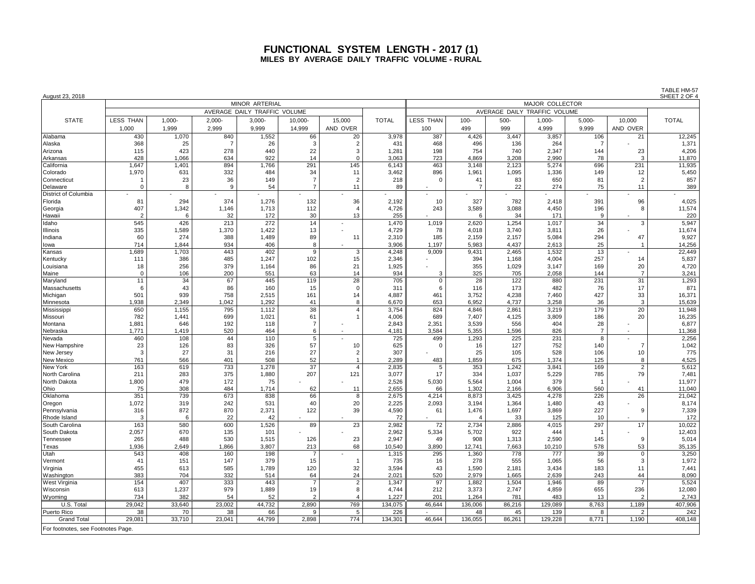# FUNCTIONAL SYSTEM LENGTH - 2017 (1)

## MILES BY AVERAGE DAILY TRAFFIC VOLUME - RURAL

TABLE HM-57
SHEET 2 OF 4

August 23, 2018

| STATE | MINOR ARTERIAL | | | | | | | MAJOR COLLECTOR | | | | | | |
|---|---|---|---|---|---|---|---|---|---|---|---|---|---|---|
| | AVERAGE DAILY TRAFFIC VOLUME | | | | | | TOTAL | AVERAGE DAILY TRAFFIC VOLUME | | | | | | TOTAL |
| | LESS THAN 1,000 | 1,000-1,999 | 2,000-2,999 | 3,000-9,999 | 10,000-14,999 | 15,000 AND OVER | | LESS THAN 100 | 100-499 | 500-999 | 1,000-4,999 | 5,000-9,999 | 10,000 AND OVER | |
| Alabama | 430 | 1,070 | 840 | 1,552 | 66 | 20 | 3,978 | 387 | 4,426 | 3,447 | 3,857 | 106 | 21 | 12,245 |
| Alaska | 368 | 25 | 7 | 26 | 3 | 2 | 431 | 468 | 496 | 136 | 264 | 7 | - | 1,371 |
| Arizona | 115 | 423 | 278 | 440 | 22 | 3 | 1,281 | 198 | 754 | 740 | 2,347 | 144 | 23 | 4,206 |
| Arkansas | 428 | 1,066 | 634 | 922 | 14 | 0 | 3,063 | 723 | 4,869 | 3,208 | 2,990 | 78 | 3 | 11,870 |
| California | 1,647 | 1,401 | 894 | 1,766 | 291 | 145 | 6,143 | 463 | 3,148 | 2,123 | 5,274 | 696 | 231 | 11,935 |
| Colorado | 1,970 | 631 | 332 | 484 | 34 | 11 | 3,462 | 896 | 1,961 | 1,095 | 1,336 | 149 | 12 | 5,450 |
| Connecticut | 1 | 23 | 36 | 149 | 7 | 2 | 218 | 0 | 41 | 83 | 650 | 81 | 2 | 857 |
| Delaware | 0 | 8 | 9 | 54 | 7 | 11 | 89 | - | 7 | 22 | 274 | 75 | 11 | 389 |
| District of Columbia | - | - | - | - | - | - | - | - | - | - | - | - | - | - |
| Florida | 81 | 294 | 374 | 1,276 | 132 | 36 | 2,192 | 10 | 327 | 782 | 2,418 | 391 | 96 | 4,025 |
| Georgia | 407 | 1,342 | 1,146 | 1,713 | 112 | 4 | 4,726 | 243 | 3,589 | 3,088 | 4,450 | 196 | 8 | 11,574 |
| Hawaii | 2 | 6 | 32 | 172 | 30 | 13 | 255 | - | 6 | 34 | 171 | 9 | - | 220 |
| Idaho | 545 | 426 | 213 | 272 | 14 | - | 1,470 | 1,019 | 2,620 | 1,254 | 1,017 | 34 | 3 | 5,947 |
| Illinois | 335 | 1,589 | 1,370 | 1,422 | 13 | - | 4,729 | 78 | 4,018 | 3,740 | 3,811 | 26 | - | 11,674 |
| Indiana | 60 | 274 | 388 | 1,489 | 89 | 11 | 2,310 | 185 | 2,159 | 2,157 | 5,084 | 294 | 47 | 9,927 |
| Iowa | 714 | 1,844 | 934 | 406 | 8 | - | 3,906 | 1,197 | 5,983 | 4,437 | 2,613 | 25 | 1 | 14,256 |
| Kansas | 1,689 | 1,703 | 443 | 402 | 9 | 3 | 4,248 | 9,009 | 9,431 | 2,465 | 1,532 | 13 | - | 22,449 |
| Kentucky | 111 | 386 | 485 | 1,247 | 102 | 15 | 2,346 | - | 394 | 1,168 | 4,004 | 257 | 14 | 5,837 |
| Louisiana | 18 | 256 | 379 | 1,164 | 86 | 21 | 1,925 | - | 355 | 1,029 | 3,147 | 169 | 20 | 4,720 |
| Maine | 0 | 106 | 200 | 551 | 63 | 14 | 934 | 3 | 325 | 705 | 2,058 | 144 | 7 | 3,241 |
| Maryland | 11 | 34 | 67 | 445 | 119 | 28 | 705 | 0 | 28 | 122 | 880 | 231 | 31 | 1,293 |
| Massachusetts | 6 | 43 | 86 | 160 | 15 | 0 | 311 | 6 | 116 | 173 | 482 | 76 | 17 | 871 |
| Michigan | 501 | 939 | 758 | 2,515 | 161 | 14 | 4,887 | 461 | 3,752 | 4,238 | 7,460 | 427 | 33 | 16,371 |
| Minnesota | 1,938 | 2,349 | 1,042 | 1,292 | 41 | 8 | 6,670 | 653 | 6,952 | 4,737 | 3,258 | 36 | 3 | 15,639 |
| Mississippi | 650 | 1,155 | 795 | 1,112 | 38 | 4 | 3,754 | 824 | 4,846 | 2,861 | 3,219 | 179 | 20 | 11,948 |
| Missouri | 782 | 1,441 | 699 | 1,021 | 61 | 1 | 4,006 | 689 | 7,407 | 4,125 | 3,809 | 186 | 20 | 16,235 |
| Montana | 1,881 | 646 | 192 | 118 | 7 | - | 2,843 | 2,351 | 3,539 | 556 | 404 | 28 | - | 6,877 |
| Nebraska | 1,771 | 1,419 | 520 | 464 | 6 | - | 4,181 | 3,584 | 5,355 | 1,596 | 826 | 7 | - | 11,368 |
| Nevada | 460 | 108 | 44 | 110 | 5 | - | 725 | 499 | 1,293 | 225 | 231 | 8 | - | 2,256 |
| New Hampshire | 23 | 126 | 83 | 326 | 57 | 10 | 625 | 0 | 16 | 127 | 752 | 140 | 7 | 1,042 |
| New Jersey | 3 | 27 | 31 | 216 | 27 | 2 | 307 | - | 25 | 105 | 528 | 106 | 10 | 775 |
| New Mexico | 761 | 566 | 401 | 508 | 52 | 1 | 2,289 | 483 | 1,859 | 675 | 1,374 | 125 | 8 | 4,525 |
| New York | 163 | 619 | 733 | 1,278 | 37 | 4 | 2,835 | 5 | 353 | 1,242 | 3,841 | 169 | 2 | 5,612 |
| North Carolina | 211 | 283 | 375 | 1,880 | 207 | 121 | 3,077 | 17 | 334 | 1,037 | 5,229 | 785 | 79 | 7,481 |
| North Dakota | 1,800 | 479 | 172 | 75 | - | - | 2,526 | 5,030 | 5,564 | 1,004 | 379 | 1 | - | 11,977 |
| Ohio | 75 | 308 | 484 | 1,714 | 62 | 11 | 2,655 | 66 | 1,302 | 2,166 | 6,906 | 560 | 41 | 11,040 |
| Oklahoma | 351 | 739 | 673 | 838 | 66 | 8 | 2,675 | 4,214 | 8,873 | 3,425 | 4,278 | 226 | 26 | 21,042 |
| Oregon | 1,072 | 319 | 242 | 531 | 40 | 20 | 2,225 | 2,093 | 3,194 | 1,364 | 1,480 | 43 | - | 8,174 |
| Pennsylvania | 316 | 872 | 870 | 2,371 | 122 | 39 | 4,590 | 61 | 1,476 | 1,697 | 3,869 | 227 | 9 | 7,339 |
| Rhode Island | 3 | 6 | 22 | 42 | - | - | 72 | - | 4 | 33 | 125 | 10 | - | 172 |
| South Carolina | 163 | 580 | 600 | 1,526 | 89 | 23 | 2,982 | 72 | 2,734 | 2,886 | 4,015 | 297 | 17 | 10,022 |
| South Dakota | 2,057 | 670 | 135 | 101 | - | - | 2,962 | 5,334 | 5,702 | 922 | 444 | 1 | - | 12,403 |
| Tennessee | 265 | 488 | 530 | 1,515 | 126 | 23 | 2,947 | 49 | 908 | 1,313 | 2,590 | 145 | 9 | 5,014 |
| Texas | 1,936 | 2,649 | 1,866 | 3,807 | 213 | 68 | 10,540 | 3,890 | 12,741 | 7,663 | 10,210 | 578 | 53 | 35,135 |
| Utah | 543 | 408 | 160 | 198 | 7 | - | 1,315 | 295 | 1,360 | 778 | 777 | 39 | 0 | 3,250 |
| Vermont | 41 | 151 | 147 | 379 | 15 | 1 | 735 | 16 | 278 | 555 | 1,065 | 56 | 3 | 1,972 |
| Virginia | 455 | 613 | 585 | 1,789 | 120 | 32 | 3,594 | 43 | 1,590 | 2,181 | 3,434 | 183 | 11 | 7,441 |
| Washington | 383 | 704 | 332 | 514 | 64 | 24 | 2,021 | 520 | 2,979 | 1,665 | 2,639 | 243 | 44 | 8,090 |
| West Virginia | 154 | 407 | 333 | 443 | 7 | 2 | 1,347 | 97 | 1,882 | 1,504 | 1,946 | 89 | 7 | 5,524 |
| Wisconsin | 613 | 1,237 | 979 | 1,889 | 19 | 8 | 4,744 | 212 | 3,373 | 2,747 | 4,859 | 655 | 236 | 12,080 |
| Wyoming | 734 | 382 | 54 | 52 | 2 | 4 | 1,227 | 201 | 1,264 | 781 | 483 | 13 | 2 | 2,743 |
| U.S. Total | 29,042 | 33,640 | 23,002 | 44,732 | 2,890 | 769 | 134,075 | 46,644 | 136,006 | 86,216 | 129,089 | 8,763 | 1,189 | 407,906 |
| Puerto Rico | 38 | 70 | 38 | 66 | 9 | 5 | 226 | - | 48 | 45 | 139 | 8 | 2 | 242 |
| Grand Total | 29,081 | 33,710 | 23,041 | 44,799 | 2,898 | 774 | 134,301 | 46,644 | 136,055 | 86,261 | 129,228 | 8,771 | 1,190 | 408,148 |

For footnotes, see Footnotes Page.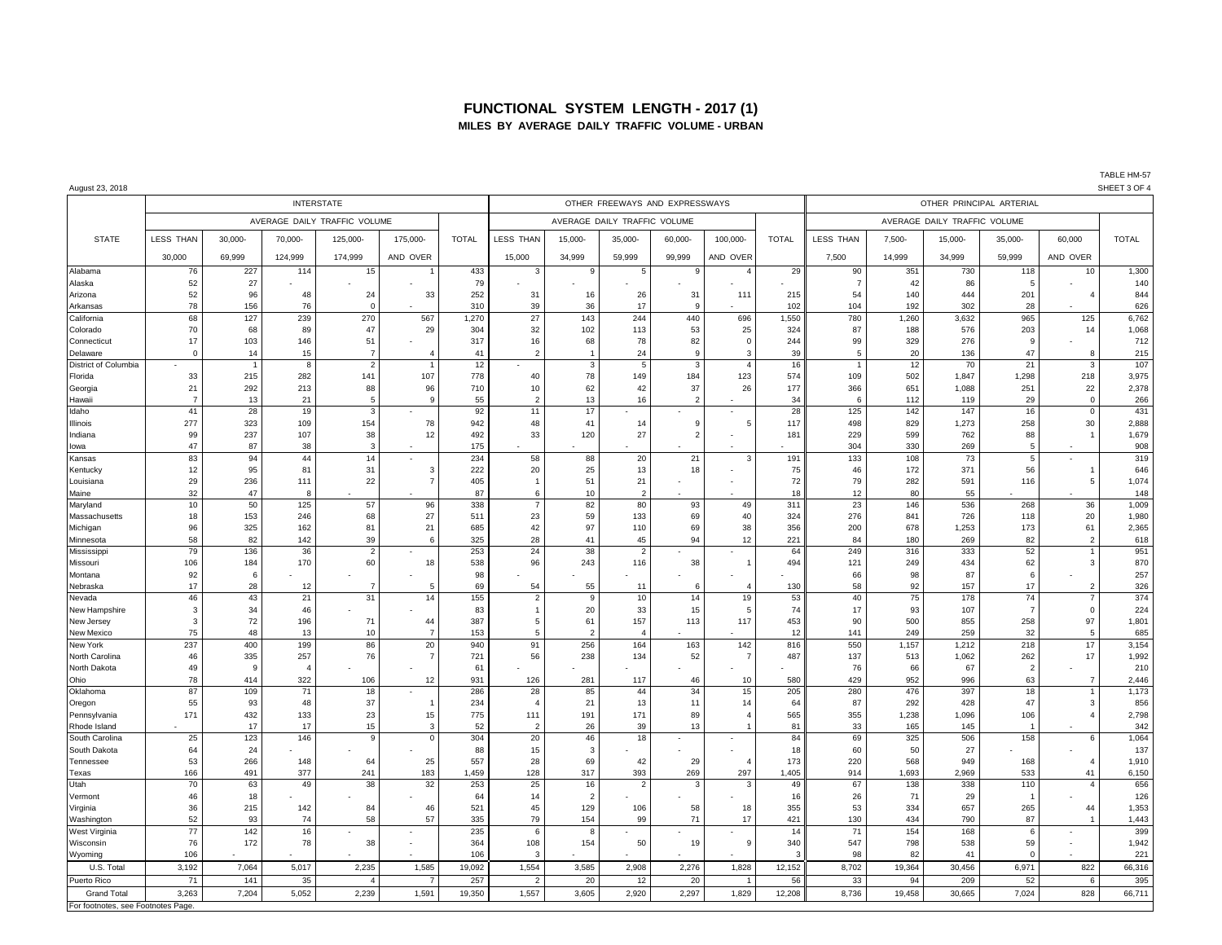# FUNCTIONAL SYSTEM LENGTH - 2017 (1)

## MILES BY AVERAGE DAILY TRAFFIC VOLUME - URBAN

August 23, 2018

TABLE HM-57
SHEET 3 OF 4

| STATE | INTERSTATE | | | | | | OTHER FREEWAYS AND EXPRESSWAYS | | | | | | OTHER PRINCIPAL ARTERIAL | | | | | |
|---|---|---|---|---|---|---|---|---|---|---|---|---|---|---|---|---|---|---|
| | AVERAGE DAILY TRAFFIC VOLUME | | | | | TOTAL | AVERAGE DAILY TRAFFIC VOLUME | | | | | TOTAL | AVERAGE DAILY TRAFFIC VOLUME | | | | | TOTAL |
| | LESS THAN 30,000 | 30,000-69,999 | 70,000-124,999 | 125,000-174,999 | 175,000-AND OVER | | LESS THAN 15,000 | 15,000-34,999 | 35,000-59,999 | 60,000-99,999 | 100,000-AND OVER | | LESS THAN 7,500 | 7,500-14,999 | 15,000-34,999 | 35,000-59,999 | 60,000 AND OVER | |
| Alabama | 76 | 227 | 114 | 15 | 1 | 433 | 3 | 9 | 5 | 9 | 4 | 29 | 90 | 351 | 730 | 118 | 10 | 1,300 |
| Alaska | 52 | 27 | - | - | - | 79 | - | - | - | - | - | - | 7 | 42 | 86 | 5 | - | 140 |
| Arizona | 52 | 96 | 48 | 24 | 33 | 252 | 31 | 16 | 26 | 31 | 111 | 215 | 54 | 140 | 444 | 201 | 4 | 844 |
| Arkansas | 78 | 156 | 76 | 0 | - | 310 | 39 | 36 | 17 | 9 | - | 102 | 104 | 192 | 302 | 28 | - | 626 |
| California | 68 | 127 | 239 | 270 | 567 | 1,270 | 27 | 143 | 244 | 440 | 696 | 1,550 | 780 | 1,260 | 3,632 | 965 | 125 | 6,762 |
| Colorado | 70 | 68 | 89 | 47 | 29 | 304 | 32 | 102 | 113 | 53 | 25 | 324 | 87 | 188 | 576 | 203 | 14 | 1,068 |
| Connecticut | 17 | 103 | 146 | 51 | - | 317 | 16 | 68 | 78 | 82 | 0 | 244 | 99 | 329 | 276 | 9 | - | 712 |
| Delaware | 0 | 14 | 15 | 7 | 4 | 41 | 2 | 1 | 24 | 9 | 3 | 39 | 5 | 20 | 136 | 47 | 8 | 215 |
| District of Columbia | - | 1 | 8 | 2 | 1 | 12 | - | 3 | 5 | 3 | 4 | 16 | 1 | 12 | 70 | 21 | 3 | 107 |
| Florida | 33 | 215 | 282 | 141 | 107 | 778 | 40 | 78 | 149 | 184 | 123 | 574 | 109 | 502 | 1,847 | 1,298 | 218 | 3,975 |
| Georgia | 21 | 292 | 213 | 88 | 96 | 710 | 10 | 62 | 42 | 37 | 26 | 177 | 366 | 651 | 1,088 | 251 | 22 | 2,378 |
| Hawaii | 7 | 13 | 21 | 5 | 9 | 55 | 2 | 13 | 16 | 2 | - | 34 | 6 | 112 | 119 | 29 | 0 | 266 |
| Idaho | 41 | 28 | 19 | 3 | - | 92 | 11 | 17 | - | - | - | 28 | 125 | 142 | 147 | 16 | 0 | 431 |
| Illinois | 277 | 323 | 109 | 154 | 78 | 942 | 48 | 41 | 14 | 9 | 5 | 117 | 498 | 829 | 1,273 | 258 | 30 | 2,888 |
| Indiana | 99 | 237 | 107 | 38 | 12 | 492 | 33 | 120 | 27 | 2 | - | 181 | 229 | 599 | 762 | 88 | 1 | 1,679 |
| Iowa | 47 | 87 | 38 | 3 | - | 175 | - | - | - | - | - | - | 304 | 330 | 269 | 5 | - | 908 |
| Kansas | 83 | 94 | 44 | 14 | - | 234 | 58 | 88 | 20 | 21 | 3 | 191 | 133 | 108 | 73 | 5 | - | 319 |
| Kentucky | 12 | 95 | 81 | 31 | 3 | 222 | 20 | 25 | 13 | 18 | - | 75 | 46 | 172 | 371 | 56 | 1 | 646 |
| Louisiana | 29 | 236 | 111 | 22 | 7 | 405 | 1 | 51 | 21 | - | - | 72 | 79 | 282 | 591 | 116 | 5 | 1,074 |
| Maine | 32 | 47 | 8 | - | - | 87 | 6 | 10 | 2 | - | - | 18 | 12 | 80 | 55 | - | - | 148 |
| Maryland | 10 | 50 | 125 | 57 | 96 | 338 | 7 | 82 | 80 | 93 | 49 | 311 | 23 | 146 | 536 | 268 | 36 | 1,009 |
| Massachusetts | 18 | 153 | 246 | 68 | 27 | 511 | 23 | 59 | 133 | 69 | 40 | 324 | 276 | 841 | 726 | 118 | 20 | 1,980 |
| Michigan | 96 | 325 | 162 | 81 | 21 | 685 | 42 | 97 | 110 | 69 | 38 | 356 | 200 | 678 | 1,253 | 173 | 61 | 2,365 |
| Minnesota | 58 | 82 | 142 | 39 | 6 | 325 | 28 | 41 | 45 | 94 | 12 | 221 | 84 | 180 | 269 | 82 | 2 | 618 |
| Mississippi | 79 | 136 | 36 | 2 | - | 253 | 24 | 38 | 2 | - | - | 64 | 249 | 316 | 333 | 52 | 1 | 951 |
| Missouri | 106 | 184 | 170 | 60 | 18 | 538 | 96 | 243 | 116 | 38 | 1 | 494 | 121 | 249 | 434 | 62 | 3 | 870 |
| Montana | 92 | 6 | - | - | - | 98 | - | - | - | - | - | - | 66 | 98 | 87 | 6 | - | 257 |
| Nebraska | 17 | 28 | 12 | 7 | 5 | 69 | 54 | 55 | 11 | 6 | 4 | 130 | 58 | 92 | 157 | 17 | 2 | 326 |
| Nevada | 46 | 43 | 21 | 31 | 14 | 155 | 2 | 9 | 10 | 14 | 19 | 53 | 40 | 75 | 178 | 74 | 7 | 374 |
| New Hampshire | 3 | 34 | 46 | - | - | 83 | 1 | 20 | 33 | 15 | 5 | 74 | 17 | 93 | 107 | 7 | 0 | 224 |
| New Jersey | 3 | 72 | 196 | 71 | 44 | 387 | 5 | 61 | 157 | 113 | 117 | 453 | 90 | 500 | 855 | 258 | 97 | 1,801 |
| New Mexico | 75 | 48 | 13 | 10 | 7 | 153 | 5 | 2 | 4 | - | - | 12 | 141 | 249 | 259 | 32 | 5 | 685 |
| New York | 237 | 400 | 199 | 86 | 20 | 940 | 91 | 256 | 164 | 163 | 142 | 816 | 550 | 1,157 | 1,212 | 218 | 17 | 3,154 |
| North Carolina | 46 | 335 | 257 | 76 | 7 | 721 | 56 | 238 | 134 | 52 | 7 | 487 | 137 | 513 | 1,062 | 262 | 17 | 1,992 |
| North Dakota | 49 | 9 | 4 | - | - | 61 | - | - | - | - | - | - | 76 | 66 | 67 | 2 | - | 210 |
| Ohio | 78 | 414 | 322 | 106 | 12 | 931 | 126 | 281 | 117 | 46 | 10 | 580 | 429 | 952 | 996 | 63 | 7 | 2,446 |
| Oklahoma | 87 | 109 | 71 | 18 | - | 286 | 28 | 85 | 44 | 34 | 15 | 205 | 280 | 476 | 397 | 18 | 1 | 1,173 |
| Oregon | 55 | 93 | 48 | 37 | 1 | 234 | 4 | 21 | 13 | 11 | 14 | 64 | 87 | 292 | 428 | 47 | 3 | 856 |
| Pennsylvania | 171 | 432 | 133 | 23 | 15 | 775 | 111 | 191 | 171 | 89 | 4 | 565 | 355 | 1,238 | 1,096 | 106 | 4 | 2,798 |
| Rhode Island | - | 17 | 17 | 15 | 3 | 52 | 2 | 26 | 39 | 13 | 1 | 81 | 33 | 165 | 145 | 1 | - | 342 |
| South Carolina | 25 | 123 | 146 | 9 | 0 | 304 | 20 | 46 | 18 | - | - | 84 | 69 | 325 | 506 | 158 | 6 | 1,064 |
| South Dakota | 64 | 24 | - | - | - | 88 | 15 | 3 | - | - | - | 18 | 60 | 50 | 27 | - | - | 137 |
| Tennessee | 53 | 266 | 148 | 64 | 25 | 557 | 28 | 69 | 42 | 29 | 4 | 173 | 220 | 568 | 949 | 168 | 4 | 1,910 |
| Texas | 166 | 491 | 377 | 241 | 183 | 1,459 | 128 | 317 | 393 | 269 | 297 | 1,405 | 914 | 1,693 | 2,969 | 533 | 41 | 6,150 |
| Utah | 70 | 63 | 49 | 38 | 32 | 253 | 25 | 16 | 2 | 3 | 3 | 49 | 67 | 138 | 338 | 110 | 4 | 656 |
| Vermont | 46 | 18 | - | - | - | 64 | 14 | 2 | - | - | - | 16 | 26 | 71 | 29 | 1 | - | 126 |
| Virginia | 36 | 215 | 142 | 84 | 46 | 521 | 45 | 129 | 106 | 58 | 18 | 355 | 53 | 334 | 657 | 265 | 44 | 1,353 |
| Washington | 52 | 93 | 74 | 58 | 57 | 335 | 79 | 154 | 99 | 71 | 17 | 421 | 130 | 434 | 790 | 87 | 1 | 1,443 |
| West Virginia | 77 | 142 | 16 | - | - | 235 | 6 | 8 | - | - | - | 14 | 71 | 154 | 168 | 6 | - | 399 |
| Wisconsin | 76 | 172 | 78 | 38 | - | 364 | 108 | 154 | 50 | 19 | 9 | 340 | 547 | 798 | 538 | 59 | - | 1,942 |
| Wyoming | 106 | - | - | - | - | 106 | 3 | - | - | - | - | 3 | 98 | 82 | 41 | 0 | - | 221 |
| U.S. Total | 3,192 | 7,064 | 5,017 | 2,235 | 1,585 | 19,092 | 1,554 | 3,585 | 2,908 | 2,276 | 1,828 | 12,152 | 8,702 | 19,364 | 30,456 | 6,971 | 822 | 66,316 |
| Puerto Rico | 71 | 141 | 35 | 4 | 7 | 257 | 2 | 20 | 12 | 20 | 1 | 56 | 33 | 94 | 209 | 52 | 6 | 395 |
| Grand Total | 3,263 | 7,204 | 5,052 | 2,239 | 1,591 | 19,350 | 1,557 | 3,605 | 2,920 | 2,297 | 1,829 | 12,208 | 8,736 | 19,458 | 30,665 | 7,024 | 828 | 66,711 |

For footnotes, see Footnotes Page.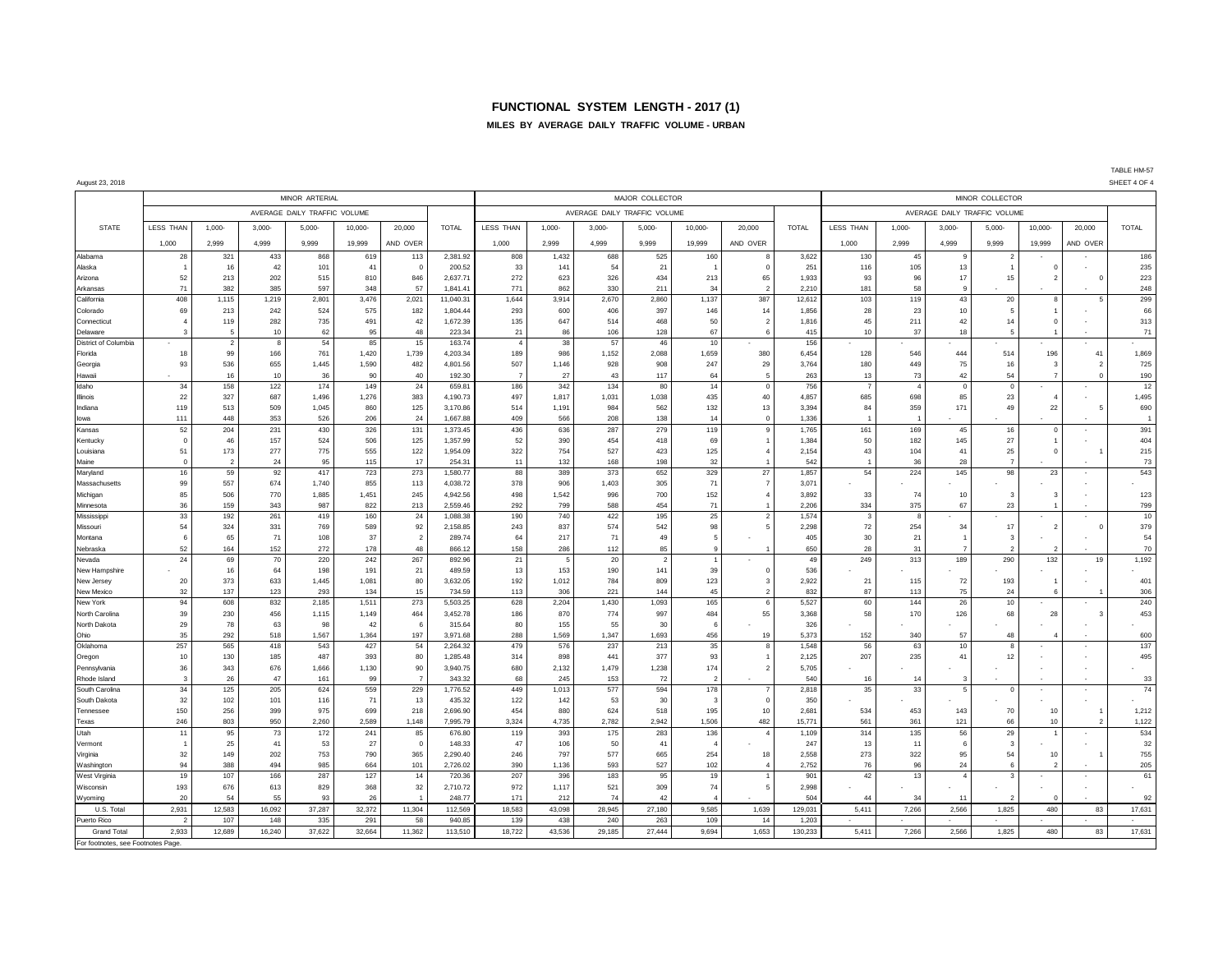# FUNCTIONAL SYSTEM LENGTH - 2017 (1)

## MILES BY AVERAGE DAILY TRAFFIC VOLUME - URBAN

TABLE HM-57

August 23, 2018

SHEET 4 OF 4

| STATE | MINOR ARTERIAL | | | | | | | MAJOR COLLECTOR | | | | | | | MINOR COLLECTOR | | | | | | |
|---|---|---|---|---|---|---|---|---|---|---|---|---|---|---|---|---|---|---|---|---|---|
| | AVERAGE DAILY TRAFFIC VOLUME | | | | | | TOTAL | AVERAGE DAILY TRAFFIC VOLUME | | | | | | TOTAL | AVERAGE DAILY TRAFFIC VOLUME | | | | | | TOTAL |
| | LESS THAN 1,000 | 1,000- 2,999 | 3,000- 4,999 | 5,000- 9,999 | 10,000- 19,999 | 20,000 AND OVER | | LESS THAN 1,000 | 1,000- 2,999 | 3,000- 4,999 | 5,000- 9,999 | 10,000- 19,999 | 20,000 AND OVER | | LESS THAN 1,000 | 1,000- 2,999 | 3,000- 4,999 | 5,000- 9,999 | 10,000- 19,999 | 20,000 AND OVER | |
| Alabama | 28 | 321 | 433 | 868 | 619 | 113 | 2,381.92 | 808 | 1,432 | 688 | 525 | 160 | 8 | 3,622 | 130 | 45 | 9 | 2 | - | - | 186 |
| Alaska | 1 | 16 | 42 | 101 | 41 | 0 | 200.52 | 33 | 141 | 54 | 21 | 1 | 0 | 251 | 116 | 105 | 13 | 1 | 0 | - | 235 |
| Arizona | 52 | 213 | 202 | 515 | 810 | 846 | 2,637.71 | 272 | 623 | 326 | 434 | 213 | 65 | 1,933 | 93 | 96 | 17 | 15 | 2 | 0 | 223 |
| Arkansas | 71 | 382 | 385 | 597 | 348 | 57 | 1,841.41 | 771 | 862 | 330 | 211 | 34 | 2 | 2,210 | 181 | 58 | 9 | - | - | - | 248 |
| California | 408 | 1,115 | 1,219 | 2,801 | 3,476 | 2,021 | 11,040.31 | 1,644 | 3,914 | 2,670 | 2,860 | 1,137 | 387 | 12,612 | 103 | 119 | 43 | 20 | 8 | 5 | 299 |
| Colorado | 69 | 213 | 242 | 524 | 575 | 182 | 1,804.44 | 293 | 600 | 406 | 397 | 146 | 14 | 1,856 | 28 | 23 | 10 | 5 | 1 | - | 66 |
| Connecticut | 4 | 119 | 282 | 735 | 491 | 42 | 1,672.39 | 135 | 647 | 514 | 468 | 50 | 2 | 1,816 | 45 | 211 | 42 | 14 | 0 | - | 313 |
| Delaware | 3 | 5 | 10 | 62 | 95 | 48 | 223.34 | 21 | 86 | 106 | 128 | 67 | 6 | 415 | 10 | 37 | 18 | 5 | 1 | - | 71 |
| District of Columbia | - | 2 | 8 | 54 | 85 | 15 | 163.74 | 4 | 38 | 57 | 46 | 10 | - | 156 | - | - | - | - | - | - | - |
| Florida | 18 | 99 | 166 | 761 | 1,420 | 1,739 | 4,203.34 | 189 | 986 | 1,152 | 2,088 | 1,659 | 380 | 6,454 | 128 | 546 | 444 | 514 | 196 | 41 | 1,869 |
| Georgia | 93 | 536 | 655 | 1,445 | 1,590 | 482 | 4,801.56 | 507 | 1,146 | 928 | 908 | 247 | 29 | 3,764 | 180 | 449 | 75 | 16 | 3 | 2 | 725 |
| Hawaii | - | 16 | 10 | 36 | 90 | 40 | 192.30 | 7 | 27 | 43 | 117 | 64 | 5 | 263 | 13 | 73 | 42 | 54 | 7 | 0 | 190 |
| Idaho | 34 | 158 | 122 | 174 | 149 | 24 | 659.81 | 186 | 342 | 134 | 80 | 14 | 0 | 756 | 7 | 4 | 0 | 0 | - | - | 12 |
| Illinois | 22 | 327 | 687 | 1,496 | 1,276 | 383 | 4,190.73 | 497 | 1,817 | 1,031 | 1,038 | 435 | 40 | 4,857 | 685 | 698 | 85 | 23 | 4 | - | 1,495 |
| Indiana | 119 | 513 | 509 | 1,045 | 860 | 125 | 3,170.86 | 514 | 1,191 | 984 | 562 | 132 | 13 | 3,394 | 84 | 359 | 171 | 49 | 22 | 5 | 690 |
| Iowa | 111 | 448 | 353 | 526 | 206 | 24 | 1,667.88 | 409 | 566 | 208 | 138 | 14 | 0 | 1,336 | 1 | 1 | - | - | - | - | 1 |
| Kansas | 52 | 204 | 231 | 430 | 326 | 131 | 1,373.45 | 436 | 636 | 287 | 279 | 119 | 9 | 1,765 | 161 | 169 | 45 | 16 | 0 | - | 391 |
| Kentucky | 0 | 46 | 157 | 524 | 506 | 125 | 1,357.99 | 52 | 390 | 454 | 418 | 69 | 1 | 1,384 | 50 | 182 | 145 | 27 | 1 | - | 404 |
| Louisiana | 51 | 173 | 277 | 775 | 555 | 122 | 1,954.09 | 322 | 754 | 527 | 423 | 125 | 4 | 2,154 | 43 | 104 | 41 | 25 | 0 | 1 | 215 |
| Maine | 0 | 2 | 24 | 95 | 115 | 17 | 254.31 | 11 | 132 | 168 | 198 | 32 | 1 | 542 | 1 | 36 | 28 | 7 | - | - | 73 |
| Maryland | 16 | 59 | 92 | 417 | 723 | 273 | 1,580.77 | 88 | 389 | 373 | 652 | 329 | 27 | 1,857 | 54 | 224 | 145 | 98 | 23 | - | 543 |
| Massachusetts | 99 | 557 | 674 | 1,740 | 855 | 113 | 4,038.72 | 378 | 906 | 1,403 | 305 | 71 | 7 | 3,071 | - | - | - | - | - | - | - |
| Michigan | 85 | 506 | 770 | 1,885 | 1,451 | 245 | 4,942.56 | 498 | 1,542 | 996 | 700 | 152 | 4 | 3,892 | 33 | 74 | 10 | 3 | 3 | - | 123 |
| Minnesota | 36 | 159 | 343 | 987 | 822 | 213 | 2,559.46 | 292 | 799 | 588 | 454 | 71 | 1 | 2,206 | 334 | 375 | 67 | 23 | 1 | - | 799 |
| Mississippi | 33 | 192 | 261 | 419 | 160 | 24 | 1,088.38 | 190 | 740 | 422 | 195 | 25 | 2 | 1,574 | 3 | 8 | - | - | - | - | 10 |
| Missouri | 54 | 324 | 331 | 769 | 589 | 92 | 2,158.85 | 243 | 837 | 574 | 542 | 98 | 5 | 2,298 | 72 | 254 | 34 | 17 | 2 | 0 | 379 |
| Montana | 6 | 65 | 71 | 108 | 37 | 2 | 289.74 | 64 | 217 | 71 | 49 | 5 | - | 405 | 30 | 21 | 1 | 3 | - | - | 54 |
| Nebraska | 52 | 164 | 152 | 272 | 178 | 48 | 866.12 | 158 | 286 | 112 | 85 | 9 | 1 | 650 | 28 | 31 | 7 | 2 | 2 | - | 70 |
| Nevada | 24 | 69 | 70 | 220 | 242 | 267 | 892.96 | 21 | 5 | 20 | 2 | 1 | - | 49 | 249 | 313 | 189 | 290 | 132 | 19 | 1,192 |
| New Hampshire | - | 16 | 64 | 198 | 191 | 21 | 489.59 | 13 | 153 | 190 | 141 | 39 | 0 | 536 | - | - | - | - | - | - | - |
| New Jersey | 20 | 373 | 633 | 1,445 | 1,081 | 80 | 3,632.05 | 192 | 1,012 | 784 | 809 | 123 | 3 | 2,922 | 21 | 115 | 72 | 193 | 1 | - | 401 |
| New Mexico | 32 | 137 | 123 | 293 | 134 | 15 | 734.59 | 113 | 306 | 221 | 144 | 45 | 2 | 832 | 87 | 113 | 75 | 24 | 6 | 1 | 306 |
| New York | 94 | 608 | 832 | 2,185 | 1,511 | 273 | 5,503.25 | 628 | 2,204 | 1,430 | 1,093 | 165 | 6 | 5,527 | 60 | 144 | 26 | 10 | - | - | 240 |
| North Carolina | 39 | 230 | 456 | 1,115 | 1,149 | 464 | 3,452.78 | 186 | 870 | 774 | 997 | 484 | 55 | 3,368 | 58 | 170 | 126 | 68 | 28 | 3 | 453 |
| North Dakota | 29 | 78 | 63 | 98 | 42 | 6 | 315.64 | 80 | 155 | 55 | 30 | 6 | - | 326 | - | - | - | - | - | - | - |
| Ohio | 35 | 292 | 518 | 1,567 | 1,364 | 197 | 3,971.68 | 288 | 1,569 | 1,347 | 1,693 | 456 | 19 | 5,373 | 152 | 340 | 57 | 48 | 4 | - | 600 |
| Oklahoma | 257 | 565 | 418 | 543 | 427 | 54 | 2,264.32 | 479 | 576 | 237 | 213 | 35 | 8 | 1,548 | 56 | 63 | 10 | 8 | - | - | 137 |
| Oregon | 10 | 130 | 185 | 487 | 393 | 80 | 1,285.48 | 314 | 898 | 441 | 377 | 93 | 1 | 2,125 | 207 | 235 | 41 | 12 | - | - | 495 |
| Pennsylvania | 36 | 343 | 676 | 1,666 | 1,130 | 90 | 3,940.75 | 680 | 2,132 | 1,479 | 1,238 | 174 | 2 | 5,705 | - | - | - | - | - | - | - |
| Rhode Island | 3 | 26 | 47 | 161 | 99 | 7 | 343.32 | 68 | 245 | 153 | 72 | 2 | - | 540 | 16 | 14 | 3 | - | - | - | 33 |
| South Carolina | 34 | 125 | 205 | 624 | 559 | 229 | 1,776.52 | 449 | 1,013 | 577 | 594 | 178 | 7 | 2,818 | 35 | 33 | 5 | 0 | - | - | 74 |
| South Dakota | 32 | 102 | 101 | 116 | 71 | 13 | 435.32 | 122 | 142 | 53 | 30 | 3 | 0 | 350 | - | - | - | - | - | - | - |
| Tennessee | 150 | 256 | 399 | 975 | 699 | 218 | 2,696.90 | 454 | 880 | 624 | 518 | 195 | 10 | 2,681 | 534 | 453 | 143 | 70 | 10 | 1 | 1,212 |
| Texas | 246 | 803 | 950 | 2,260 | 2,589 | 1,148 | 7,995.79 | 3,324 | 4,735 | 2,782 | 2,942 | 1,506 | 482 | 15,771 | 561 | 361 | 121 | 66 | 10 | 2 | 1,122 |
| Utah | 11 | 95 | 73 | 172 | 241 | 85 | 676.80 | 119 | 393 | 175 | 283 | 136 | 4 | 1,109 | 314 | 135 | 56 | 29 | 1 | - | 534 |
| Vermont | 1 | 25 | 41 | 53 | 27 | 0 | 148.33 | 47 | 106 | 50 | 41 | 4 | - | 247 | 13 | 11 | 6 | 3 | - | - | 32 |
| Virginia | 32 | 149 | 202 | 753 | 790 | 365 | 2,290.40 | 246 | 797 | 577 | 665 | 254 | 18 | 2,558 | 273 | 322 | 95 | 54 | 10 | 1 | 755 |
| Washington | 94 | 388 | 494 | 985 | 664 | 101 | 2,726.02 | 390 | 1,136 | 593 | 527 | 102 | 4 | 2,752 | 76 | 96 | 24 | 6 | 2 | - | 205 |
| West Virginia | 19 | 107 | 166 | 287 | 127 | 14 | 720.36 | 207 | 396 | 183 | 95 | 19 | 1 | 901 | 42 | 13 | 4 | 3 | - | - | 61 |
| Wisconsin | 193 | 676 | 613 | 829 | 368 | 32 | 2,710.72 | 972 | 1,117 | 521 | 309 | 74 | 5 | 2,998 | - | - | - | - | - | - | - |
| Wyoming | 20 | 54 | 55 | 93 | 26 | 1 | 248.77 | 171 | 212 | 74 | 42 | 4 | - | 504 | 44 | 34 | 11 | 2 | 0 | - | 92 |
| U.S. Total | 2,931 | 12,583 | 16,092 | 37,287 | 32,372 | 11,304 | 112,569 | 18,583 | 43,098 | 28,945 | 27,180 | 9,585 | 1,639 | 129,031 | 5,411 | 7,266 | 2,566 | 1,825 | 480 | 83 | 17,631 |
| Puerto Rico | 2 | 107 | 148 | 335 | 291 | 58 | 940.85 | 139 | 438 | 240 | 263 | 109 | 14 | 1,203 | - | - | - | - | - | - | - |
| Grand Total | 2,933 | 12,689 | 16,240 | 37,622 | 32,664 | 11,362 | 113,510 | 18,722 | 43,536 | 29,185 | 27,444 | 9,694 | 1,653 | 130,233 | 5,411 | 7,266 | 2,566 | 1,825 | 480 | 83 | 17,631 |

For footnotes, see Footnotes Page.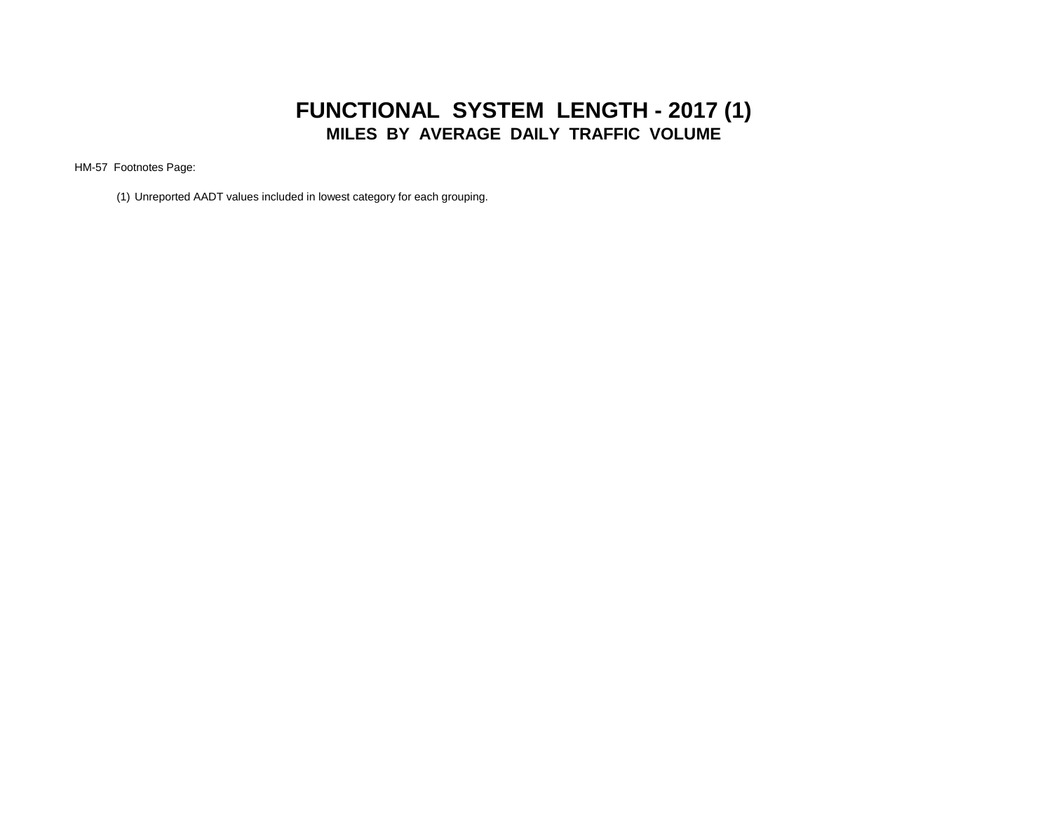# FUNCTIONAL SYSTEM LENGTH - 2017 (1)

## MILES BY AVERAGE DAILY TRAFFIC VOLUME

HM-57 Footnotes Page:

(1) Unreported AADT values included in lowest category for each grouping.